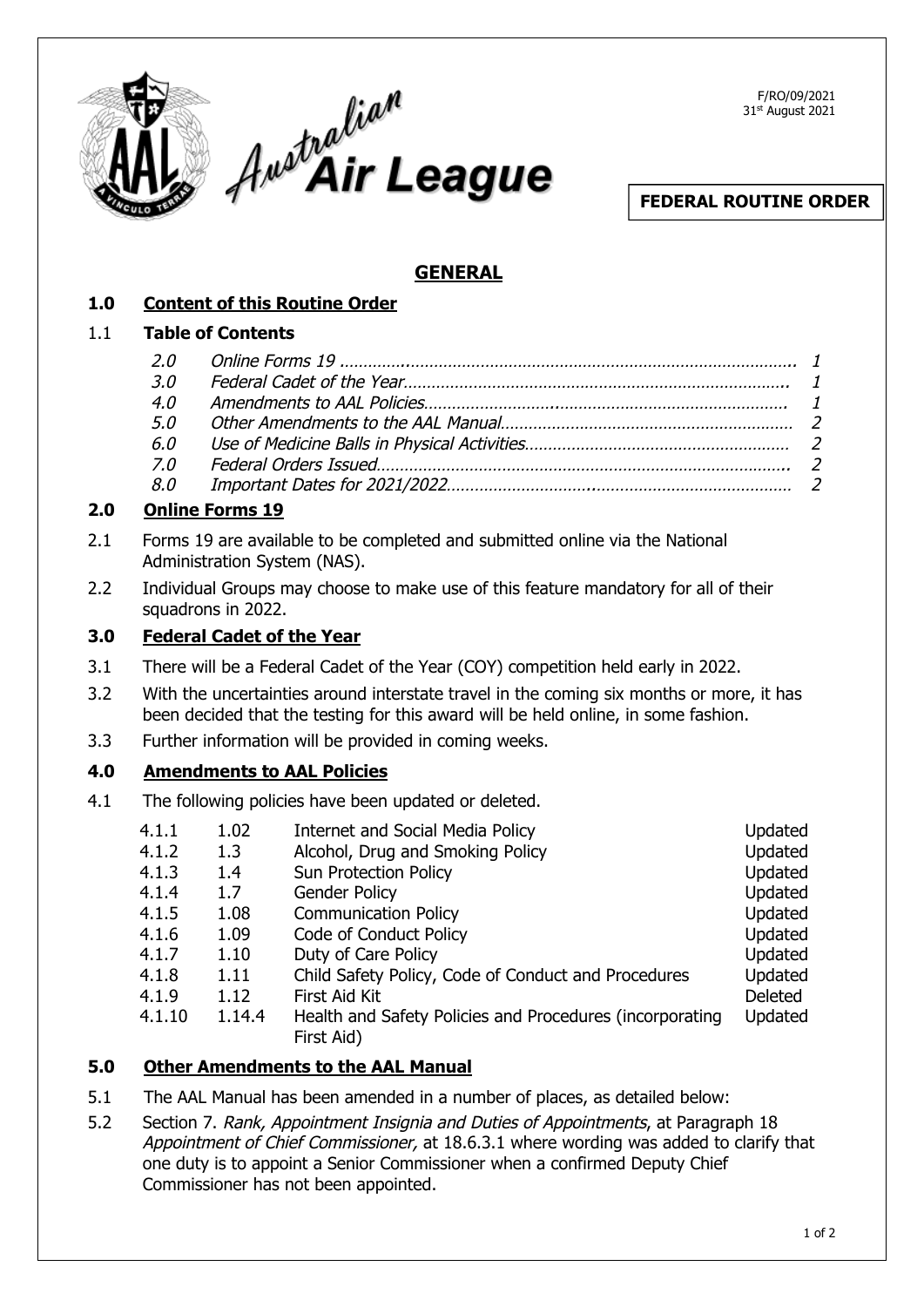Australian Air League

F/RO/09/2021
31st August 2021

**FEDERAL ROUTINE ORDER**

# GENERAL

## 1.0 Content of this Routine Order

### 1.1 Table of Contents

| | | |
|---|---|---|
| *2.0* | *Online Forms 19* | *1* |
| *3.0* | *Federal Cadet of the Year* | *1* |
| *4.0* | *Amendments to AAL Policies* | *1* |
| *5.0* | *Other Amendments to the AAL Manual* | *2* |
| *6.0* | *Use of Medicine Balls in Physical Activities* | *2* |
| *7.0* | *Federal Orders Issued* | *2* |
| *8.0* | *Important Dates for 2021/2022* | *2* |

## 2.0 Online Forms 19

2.1 Forms 19 are available to be completed and submitted online via the National Administration System (NAS).

2.2 Individual Groups may choose to make use of this feature mandatory for all of their squadrons in 2022.

## 3.0 Federal Cadet of the Year

3.1 There will be a Federal Cadet of the Year (COY) competition held early in 2022.

3.2 With the uncertainties around interstate travel in the coming six months or more, it has been decided that the testing for this award will be held online, in some fashion.

3.3 Further information will be provided in coming weeks.

## 4.0 Amendments to AAL Policies

4.1 The following policies have been updated or deleted.

| | | | |
|---|---|---|---|
| 4.1.1 | 1.02 | Internet and Social Media Policy | Updated |
| 4.1.2 | 1.3 | Alcohol, Drug and Smoking Policy | Updated |
| 4.1.3 | 1.4 | Sun Protection Policy | Updated |
| 4.1.4 | 1.7 | Gender Policy | Updated |
| 4.1.5 | 1.08 | Communication Policy | Updated |
| 4.1.6 | 1.09 | Code of Conduct Policy | Updated |
| 4.1.7 | 1.10 | Duty of Care Policy | Updated |
| 4.1.8 | 1.11 | Child Safety Policy, Code of Conduct and Procedures | Updated |
| 4.1.9 | 1.12 | First Aid Kit | Deleted |
| 4.1.10 | 1.14.4 | Health and Safety Policies and Procedures (incorporating First Aid) | Updated |

## 5.0 Other Amendments to the AAL Manual

5.1 The AAL Manual has been amended in a number of places, as detailed below:

5.2 Section 7. *Rank, Appointment Insignia and Duties of Appointments*, at Paragraph 18 *Appointment of Chief Commissioner,* at 18.6.3.1 where wording was added to clarify that one duty is to appoint a Senior Commissioner when a confirmed Deputy Chief Commissioner has not been appointed.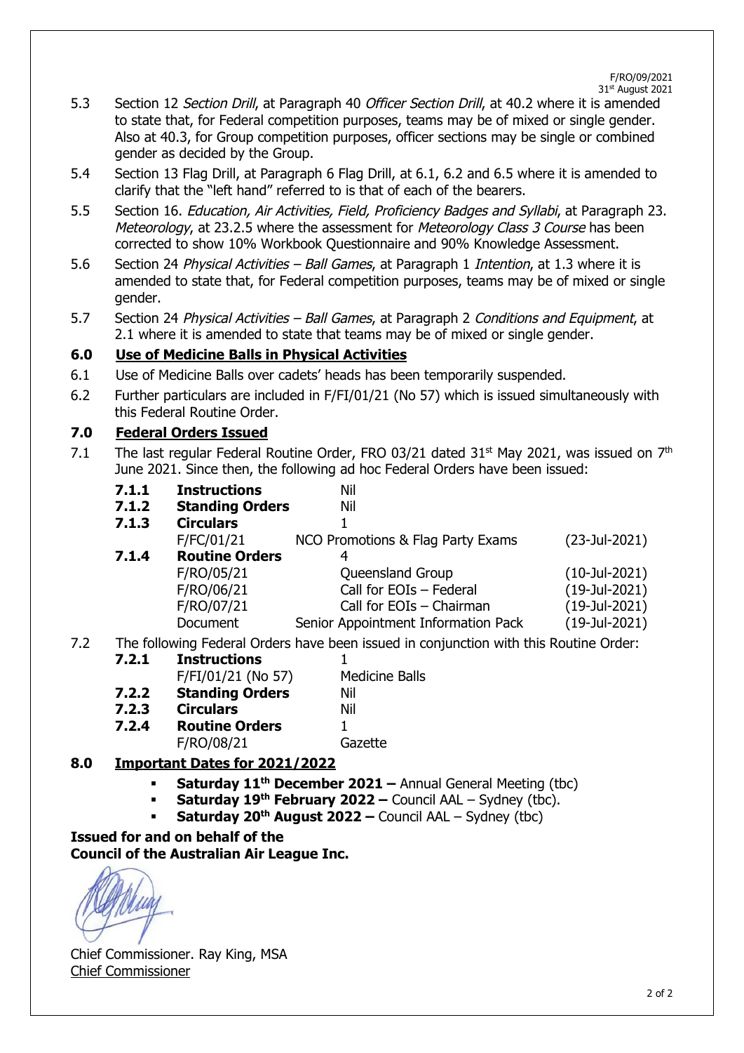5.3 Section 12 *Section Drill*, at Paragraph 40 *Officer Section Drill*, at 40.2 where it is amended to state that, for Federal competition purposes, teams may be of mixed or single gender. Also at 40.3, for Group competition purposes, officer sections may be single or combined gender as decided by the Group.

5.4 Section 13 Flag Drill, at Paragraph 6 Flag Drill, at 6.1, 6.2 and 6.5 where it is amended to clarify that the "left hand" referred to is that of each of the bearers.

5.5 Section 16. *Education, Air Activities, Field, Proficiency Badges and Syllabi*, at Paragraph 23. *Meteorology*, at 23.2.5 where the assessment for *Meteorology Class 3 Course* has been corrected to show 10% Workbook Questionnaire and 90% Knowledge Assessment.

5.6 Section 24 *Physical Activities – Ball Games*, at Paragraph 1 *Intention*, at 1.3 where it is amended to state that, for Federal competition purposes, teams may be of mixed or single gender.

5.7 Section 24 *Physical Activities – Ball Games*, at Paragraph 2 *Conditions and Equipment*, at 2.1 where it is amended to state that teams may be of mixed or single gender.

## 6.0 Use of Medicine Balls in Physical Activities

6.1 Use of Medicine Balls over cadets' heads has been temporarily suspended.

6.2 Further particulars are included in F/FI/01/21 (No 57) which is issued simultaneously with this Federal Routine Order.

## 7.0 Federal Orders Issued

7.1 The last regular Federal Routine Order, FRO 03/21 dated 31st May 2021, was issued on 7th June 2021. Since then, the following ad hoc Federal Orders have been issued:

| | | | |
|---|---|---|---|
| **7.1.1** | **Instructions** | Nil | |
| **7.1.2** | **Standing Orders** | Nil | |
| **7.1.3** | **Circulars** | 1 | |
| | F/FC/01/21 | NCO Promotions & Flag Party Exams | (23-Jul-2021) |
| **7.1.4** | **Routine Orders** | 4 | |
| | F/RO/05/21 | Queensland Group | (10-Jul-2021) |
| | F/RO/06/21 | Call for EOIs – Federal | (19-Jul-2021) |
| | F/RO/07/21 | Call for EOIs – Chairman | (19-Jul-2021) |
| | Document | Senior Appointment Information Pack | (19-Jul-2021) |

7.2 The following Federal Orders have been issued in conjunction with this Routine Order:

| | | |
|---|---|---|
| **7.2.1** | **Instructions** | 1 |
| | F/FI/01/21 (No 57) | Medicine Balls |
| **7.2.2** | **Standing Orders** | Nil |
| **7.2.3** | **Circulars** | Nil |
| **7.2.4** | **Routine Orders** | 1 |
| | F/RO/08/21 | Gazette |

## 8.0 Important Dates for 2021/2022

- **Saturday 11th December 2021 –** Annual General Meeting (tbc)
- **Saturday 19th February 2022 –** Council AAL – Sydney (tbc).
- **Saturday 20th August 2022 –** Council AAL – Sydney (tbc)

**Issued for and on behalf of the**
**Council of the Australian Air League Inc.**

Chief Commissioner. Ray King, MSA
Chief Commissioner